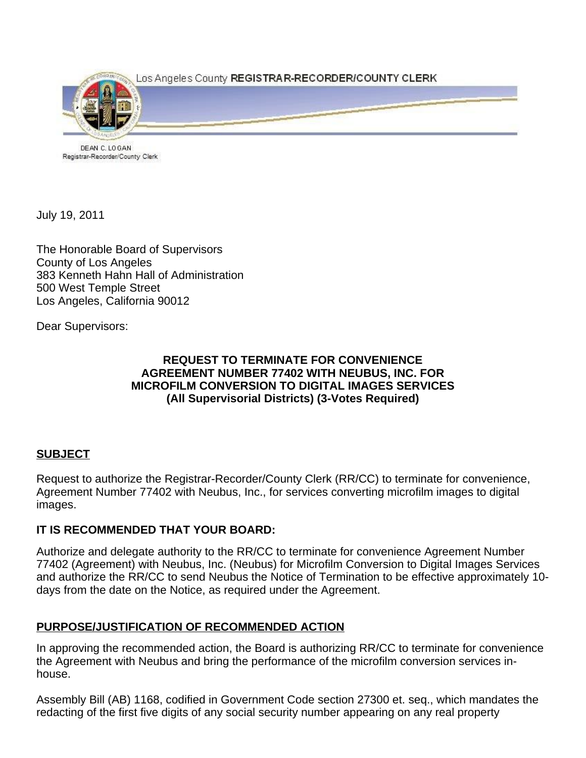Los Angeles County **REGISTRAR-RECORDER/COUNTY CLERK**

DEAN C. LOGAN
Registrar-Recorder/County Clerk

July 19, 2011

The Honorable Board of Supervisors
County of Los Angeles
383 Kenneth Hahn Hall of Administration
500 West Temple Street
Los Angeles, California 90012

Dear Supervisors:

**REQUEST TO TERMINATE FOR CONVENIENCE AGREEMENT NUMBER 77402 WITH NEUBUS, INC. FOR MICROFILM CONVERSION TO DIGITAL IMAGES SERVICES (All Supervisorial Districts) (3-Votes Required)**

## SUBJECT

Request to authorize the Registrar-Recorder/County Clerk (RR/CC) to terminate for convenience, Agreement Number 77402 with Neubus, Inc., for services converting microfilm images to digital images.

## IT IS RECOMMENDED THAT YOUR BOARD:

Authorize and delegate authority to the RR/CC to terminate for convenience Agreement Number 77402 (Agreement) with Neubus, Inc. (Neubus) for Microfilm Conversion to Digital Images Services and authorize the RR/CC to send Neubus the Notice of Termination to be effective approximately 10-days from the date on the Notice, as required under the Agreement.

## PURPOSE/JUSTIFICATION OF RECOMMENDED ACTION

In approving the recommended action, the Board is authorizing RR/CC to terminate for convenience the Agreement with Neubus and bring the performance of the microfilm conversion services in-house.

Assembly Bill (AB) 1168, codified in Government Code section 27300 et. seq., which mandates the redacting of the first five digits of any social security number appearing on any real property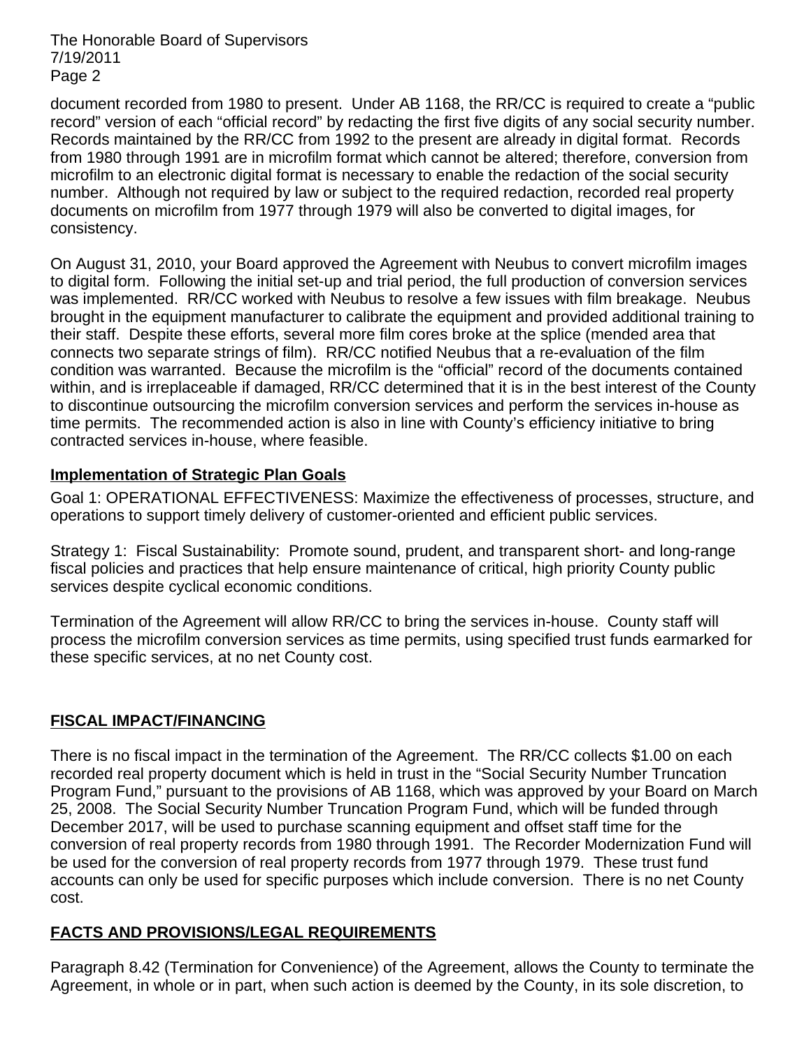document recorded from 1980 to present. Under AB 1168, the RR/CC is required to create a "public record" version of each "official record" by redacting the first five digits of any social security number. Records maintained by the RR/CC from 1992 to the present are already in digital format. Records from 1980 through 1991 are in microfilm format which cannot be altered; therefore, conversion from microfilm to an electronic digital format is necessary to enable the redaction of the social security number. Although not required by law or subject to the required redaction, recorded real property documents on microfilm from 1977 through 1979 will also be converted to digital images, for consistency.

On August 31, 2010, your Board approved the Agreement with Neubus to convert microfilm images to digital form. Following the initial set-up and trial period, the full production of conversion services was implemented. RR/CC worked with Neubus to resolve a few issues with film breakage. Neubus brought in the equipment manufacturer to calibrate the equipment and provided additional training to their staff. Despite these efforts, several more film cores broke at the splice (mended area that connects two separate strings of film). RR/CC notified Neubus that a re-evaluation of the film condition was warranted. Because the microfilm is the "official" record of the documents contained within, and is irreplaceable if damaged, RR/CC determined that it is in the best interest of the County to discontinue outsourcing the microfilm conversion services and perform the services in-house as time permits. The recommended action is also in line with County's efficiency initiative to bring contracted services in-house, where feasible.

## Implementation of Strategic Plan Goals

Goal 1: OPERATIONAL EFFECTIVENESS: Maximize the effectiveness of processes, structure, and operations to support timely delivery of customer-oriented and efficient public services.

Strategy 1: Fiscal Sustainability: Promote sound, prudent, and transparent short- and long-range fiscal policies and practices that help ensure maintenance of critical, high priority County public services despite cyclical economic conditions.

Termination of the Agreement will allow RR/CC to bring the services in-house. County staff will process the microfilm conversion services as time permits, using specified trust funds earmarked for these specific services, at no net County cost.

## FISCAL IMPACT/FINANCING

There is no fiscal impact in the termination of the Agreement. The RR/CC collects $1.00 on each recorded real property document which is held in trust in the "Social Security Number Truncation Program Fund," pursuant to the provisions of AB 1168, which was approved by your Board on March 25, 2008. The Social Security Number Truncation Program Fund, which will be funded through December 2017, will be used to purchase scanning equipment and offset staff time for the conversion of real property records from 1980 through 1991. The Recorder Modernization Fund will be used for the conversion of real property records from 1977 through 1979. These trust fund accounts can only be used for specific purposes which include conversion. There is no net County cost.

## FACTS AND PROVISIONS/LEGAL REQUIREMENTS

Paragraph 8.42 (Termination for Convenience) of the Agreement, allows the County to terminate the Agreement, in whole or in part, when such action is deemed by the County, in its sole discretion, to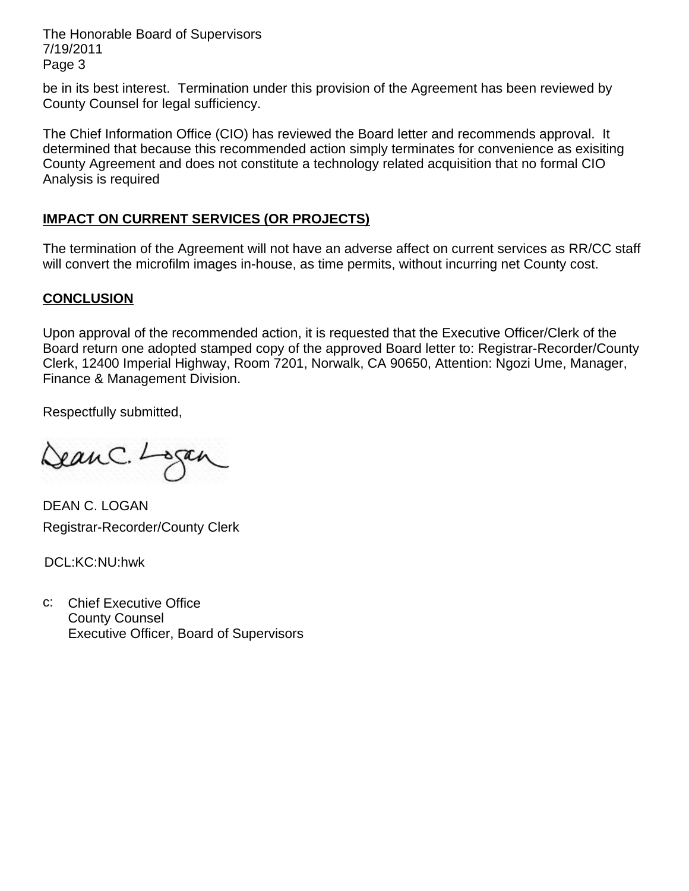be in its best interest. Termination under this provision of the Agreement has been reviewed by County Counsel for legal sufficiency.

The Chief Information Office (CIO) has reviewed the Board letter and recommends approval. It determined that because this recommended action simply terminates for convenience as exisiting County Agreement and does not constitute a technology related acquisition that no formal CIO Analysis is required

**IMPACT ON CURRENT SERVICES (OR PROJECTS)**

The termination of the Agreement will not have an adverse affect on current services as RR/CC staff will convert the microfilm images in-house, as time permits, without incurring net County cost.

**CONCLUSION**

Upon approval of the recommended action, it is requested that the Executive Officer/Clerk of the Board return one adopted stamped copy of the approved Board letter to: Registrar-Recorder/County Clerk, 12400 Imperial Highway, Room 7201, Norwalk, CA 90650, Attention: Ngozi Ume, Manager, Finance & Management Division.

Respectfully submitted,

Dean C. Logan

DEAN C. LOGAN
Registrar-Recorder/County Clerk

DCL:KC:NU:hwk

c: Chief Executive Office
County Counsel
Executive Officer, Board of Supervisors